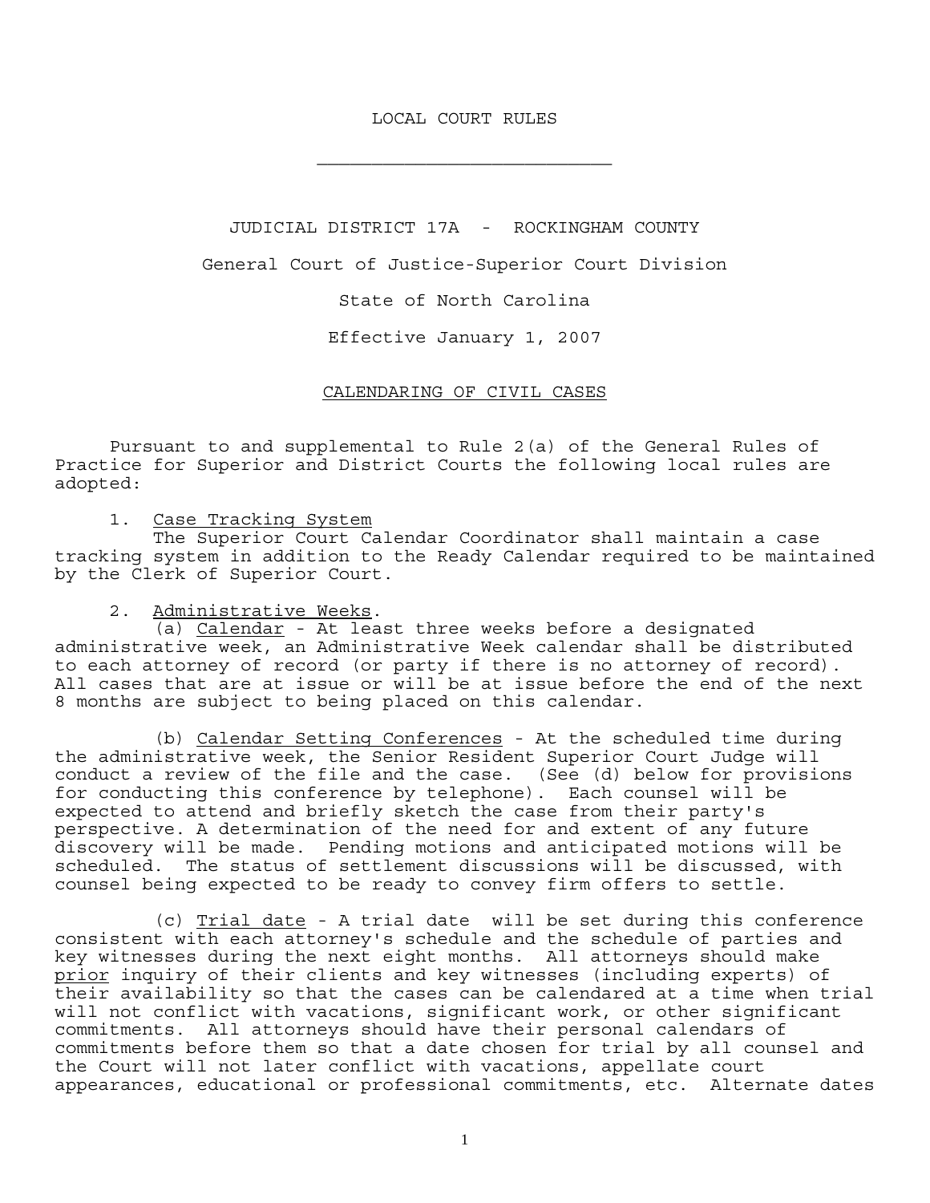# LOCAL COURT RULES

---

## JUDICIAL DISTRICT 17A - ROCKINGHAM COUNTY

General Court of Justice-Superior Court Division

State of North Carolina

Effective January 1, 2007

## CALENDARING OF CIVIL CASES

Pursuant to and supplemental to Rule 2(a) of the General Rules of Practice for Superior and District Courts the following local rules are adopted:

1. Case Tracking System
   The Superior Court Calendar Coordinator shall maintain a case tracking system in addition to the Ready Calendar required to be maintained by the Clerk of Superior Court.

2. Administrative Weeks.
   (a) Calendar - At least three weeks before a designated administrative week, an Administrative Week calendar shall be distributed to each attorney of record (or party if there is no attorney of record). All cases that are at issue or will be at issue before the end of the next 8 months are subject to being placed on this calendar.

   (b) Calendar Setting Conferences - At the scheduled time during the administrative week, the Senior Resident Superior Court Judge will conduct a review of the file and the case. (See (d) below for provisions for conducting this conference by telephone). Each counsel will be expected to attend and briefly sketch the case from their party's perspective. A determination of the need for and extent of any future discovery will be made. Pending motions and anticipated motions will be scheduled. The status of settlement discussions will be discussed, with counsel being expected to be ready to convey firm offers to settle.

   (c) Trial date - A trial date will be set during this conference consistent with each attorney's schedule and the schedule of parties and key witnesses during the next eight months. All attorneys should make prior inquiry of their clients and key witnesses (including experts) of their availability so that the cases can be calendared at a time when trial will not conflict with vacations, significant work, or other significant commitments. All attorneys should have their personal calendars of commitments before them so that a date chosen for trial by all counsel and the Court will not later conflict with vacations, appellate court appearances, educational or professional commitments, etc. Alternate dates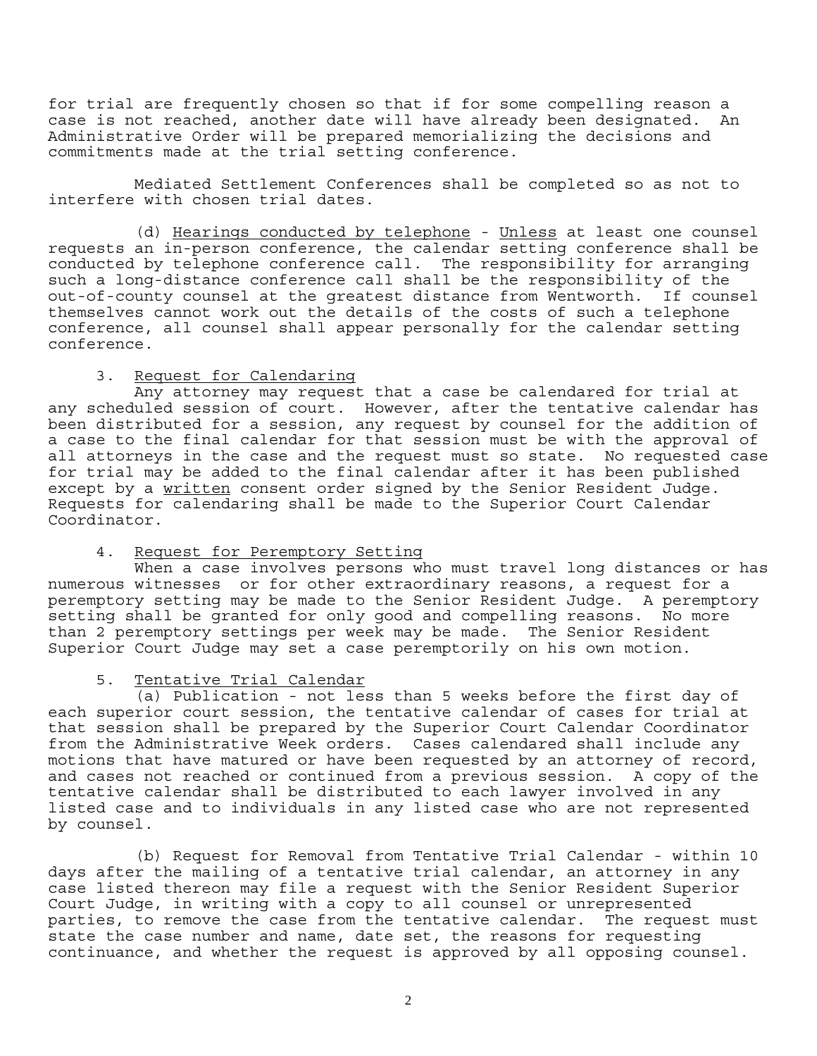for trial are frequently chosen so that if for some compelling reason a case is not reached, another date will have already been designated. An Administrative Order will be prepared memorializing the decisions and commitments made at the trial setting conference.

Mediated Settlement Conferences shall be completed so as not to interfere with chosen trial dates.

(d) Hearings conducted by telephone - Unless at least one counsel requests an in-person conference, the calendar setting conference shall be conducted by telephone conference call. The responsibility for arranging such a long-distance conference call shall be the responsibility of the out-of-county counsel at the greatest distance from Wentworth. If counsel themselves cannot work out the details of the costs of such a telephone conference, all counsel shall appear personally for the calendar setting conference.

3. Request for Calendaring

Any attorney may request that a case be calendared for trial at any scheduled session of court. However, after the tentative calendar has been distributed for a session, any request by counsel for the addition of a case to the final calendar for that session must be with the approval of all attorneys in the case and the request must so state. No requested case for trial may be added to the final calendar after it has been published except by a written consent order signed by the Senior Resident Judge. Requests for calendaring shall be made to the Superior Court Calendar Coordinator.

4. Request for Peremptory Setting

When a case involves persons who must travel long distances or has numerous witnesses or for other extraordinary reasons, a request for a peremptory setting may be made to the Senior Resident Judge. A peremptory setting shall be granted for only good and compelling reasons. No more than 2 peremptory settings per week may be made. The Senior Resident Superior Court Judge may set a case peremptorily on his own motion.

5. Tentative Trial Calendar

(a) Publication - not less than 5 weeks before the first day of each superior court session, the tentative calendar of cases for trial at that session shall be prepared by the Superior Court Calendar Coordinator from the Administrative Week orders. Cases calendared shall include any motions that have matured or have been requested by an attorney of record, and cases not reached or continued from a previous session. A copy of the tentative calendar shall be distributed to each lawyer involved in any listed case and to individuals in any listed case who are not represented by counsel.

(b) Request for Removal from Tentative Trial Calendar - within 10 days after the mailing of a tentative trial calendar, an attorney in any case listed thereon may file a request with the Senior Resident Superior Court Judge, in writing with a copy to all counsel or unrepresented parties, to remove the case from the tentative calendar. The request must state the case number and name, date set, the reasons for requesting continuance, and whether the request is approved by all opposing counsel.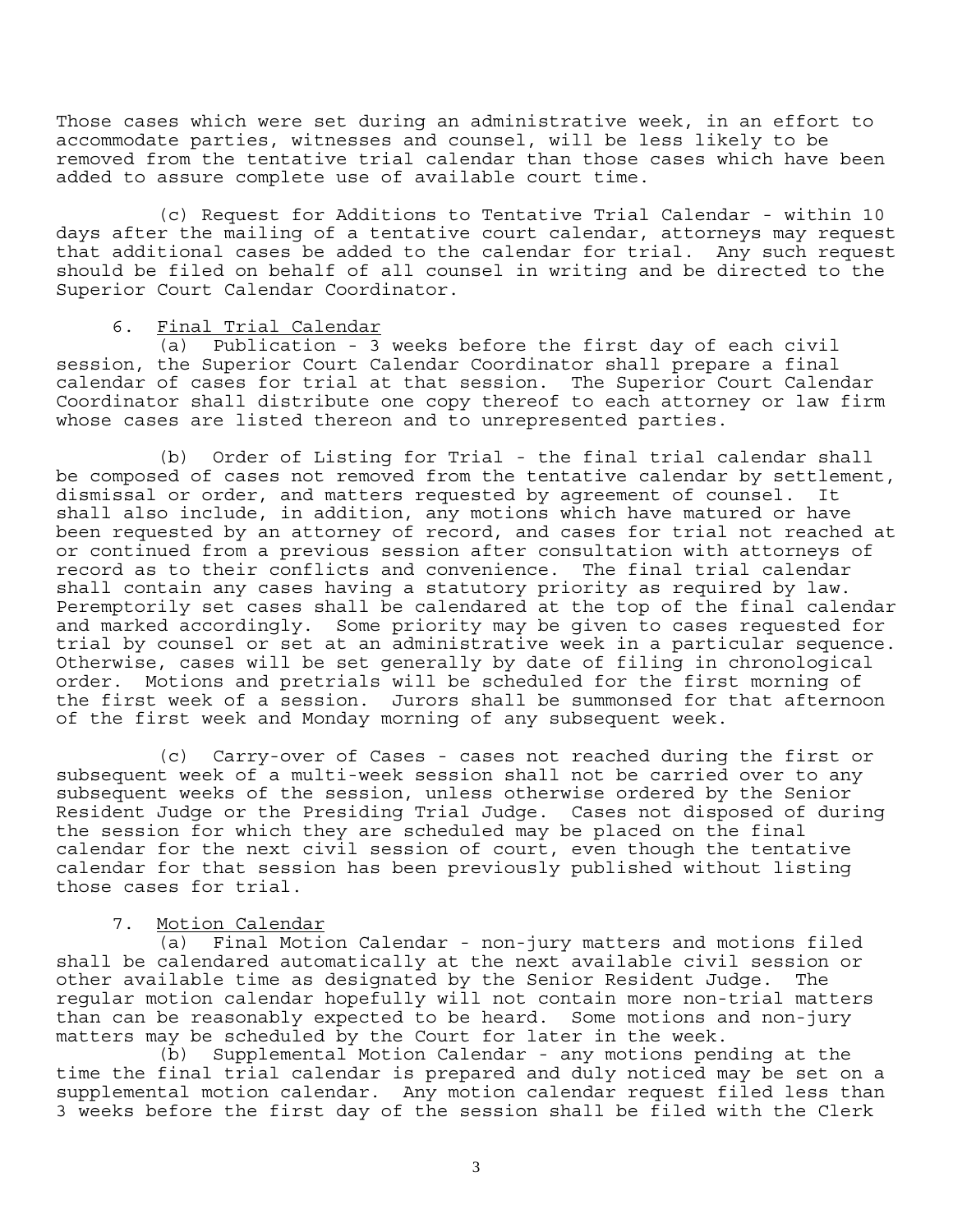Those cases which were set during an administrative week, in an effort to accommodate parties, witnesses and counsel, will be less likely to be removed from the tentative trial calendar than those cases which have been added to assure complete use of available court time.

(c) Request for Additions to Tentative Trial Calendar - within 10 days after the mailing of a tentative court calendar, attorneys may request that additional cases be added to the calendar for trial. Any such request should be filed on behalf of all counsel in writing and be directed to the Superior Court Calendar Coordinator.

6. Final Trial Calendar

(a) Publication - 3 weeks before the first day of each civil session, the Superior Court Calendar Coordinator shall prepare a final calendar of cases for trial at that session. The Superior Court Calendar Coordinator shall distribute one copy thereof to each attorney or law firm whose cases are listed thereon and to unrepresented parties.

(b) Order of Listing for Trial - the final trial calendar shall be composed of cases not removed from the tentative calendar by settlement, dismissal or order, and matters requested by agreement of counsel. It shall also include, in addition, any motions which have matured or have been requested by an attorney of record, and cases for trial not reached at or continued from a previous session after consultation with attorneys of record as to their conflicts and convenience. The final trial calendar shall contain any cases having a statutory priority as required by law. Peremptorily set cases shall be calendared at the top of the final calendar and marked accordingly. Some priority may be given to cases requested for trial by counsel or set at an administrative week in a particular sequence. Otherwise, cases will be set generally by date of filing in chronological order. Motions and pretrials will be scheduled for the first morning of the first week of a session. Jurors shall be summonsed for that afternoon of the first week and Monday morning of any subsequent week.

(c) Carry-over of Cases - cases not reached during the first or subsequent week of a multi-week session shall not be carried over to any subsequent weeks of the session, unless otherwise ordered by the Senior Resident Judge or the Presiding Trial Judge. Cases not disposed of during the session for which they are scheduled may be placed on the final calendar for the next civil session of court, even though the tentative calendar for that session has been previously published without listing those cases for trial.

7. Motion Calendar

(a) Final Motion Calendar - non-jury matters and motions filed shall be calendared automatically at the next available civil session or other available time as designated by the Senior Resident Judge. The regular motion calendar hopefully will not contain more non-trial matters than can be reasonably expected to be heard. Some motions and non-jury matters may be scheduled by the Court for later in the week.

(b) Supplemental Motion Calendar - any motions pending at the time the final trial calendar is prepared and duly noticed may be set on a supplemental motion calendar. Any motion calendar request filed less than 3 weeks before the first day of the session shall be filed with the Clerk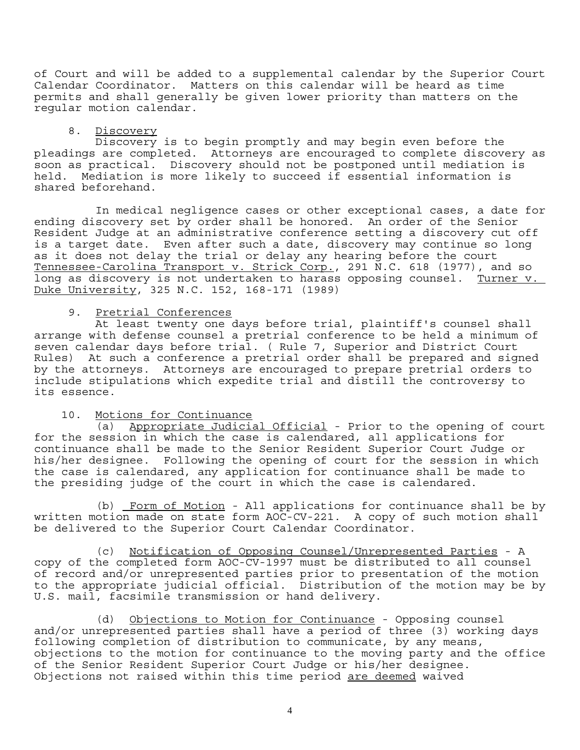of Court and will be added to a supplemental calendar by the Superior Court Calendar Coordinator. Matters on this calendar will be heard as time permits and shall generally be given lower priority than matters on the regular motion calendar.

8. <u>Discovery</u>

Discovery is to begin promptly and may begin even before the pleadings are completed. Attorneys are encouraged to complete discovery as soon as practical. Discovery should not be postponed until mediation is held. Mediation is more likely to succeed if essential information is shared beforehand.

In medical negligence cases or other exceptional cases, a date for ending discovery set by order shall be honored. An order of the Senior Resident Judge at an administrative conference setting a discovery cut off is a target date. Even after such a date, discovery may continue so long as it does not delay the trial or delay any hearing before the court <u>Tennessee-Carolina Transport v. Strick Corp.</u>, 291 N.C. 618 (1977), and so long as discovery is not undertaken to harass opposing counsel. <u>Turner v. Duke University</u>, 325 N.C. 152, 168-171 (1989)

9. <u>Pretrial Conferences</u>

At least twenty one days before trial, plaintiff's counsel shall arrange with defense counsel a pretrial conference to be held a minimum of seven calendar days before trial. ( Rule 7, Superior and District Court Rules) At such a conference a pretrial order shall be prepared and signed by the attorneys. Attorneys are encouraged to prepare pretrial orders to include stipulations which expedite trial and distill the controversy to its essence.

10. <u>Motions for Continuance</u>

(a) <u>Appropriate Judicial Official</u> - Prior to the opening of court for the session in which the case is calendared, all applications for continuance shall be made to the Senior Resident Superior Court Judge or his/her designee. Following the opening of court for the session in which the case is calendared, any application for continuance shall be made to the presiding judge of the court in which the case is calendared.

(b) <u>Form of Motion</u> - All applications for continuance shall be by written motion made on state form AOC-CV-221. A copy of such motion shall be delivered to the Superior Court Calendar Coordinator.

(c) <u>Notification of Opposing Counsel/Unrepresented Parties</u> - A copy of the completed form AOC-CV-1997 must be distributed to all counsel of record and/or unrepresented parties prior to presentation of the motion to the appropriate judicial official. Distribution of the motion may be by U.S. mail, facsimile transmission or hand delivery.

(d) <u>Objections to Motion for Continuance</u> - Opposing counsel and/or unrepresented parties shall have a period of three (3) working days following completion of distribution to communicate, by any means, objections to the motion for continuance to the moving party and the office of the Senior Resident Superior Court Judge or his/her designee. Objections not raised within this time period <u>are deemed</u> waived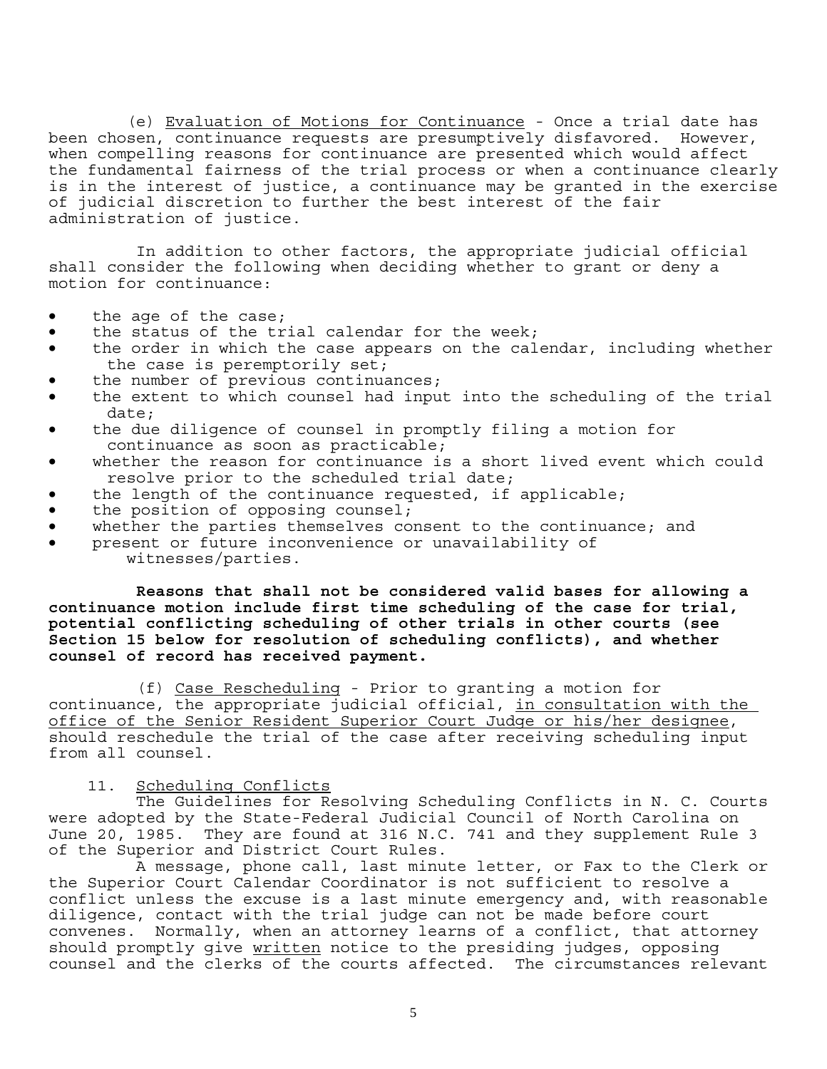(e) Evaluation of Motions for Continuance - Once a trial date has been chosen, continuance requests are presumptively disfavored. However, when compelling reasons for continuance are presented which would affect the fundamental fairness of the trial process or when a continuance clearly is in the interest of justice, a continuance may be granted in the exercise of judicial discretion to further the best interest of the fair administration of justice.

In addition to other factors, the appropriate judicial official shall consider the following when deciding whether to grant or deny a motion for continuance:

- the age of the case;
- the status of the trial calendar for the week;
- the order in which the case appears on the calendar, including whether the case is peremptorily set;
- the number of previous continuances;
- the extent to which counsel had input into the scheduling of the trial date;
- the due diligence of counsel in promptly filing a motion for continuance as soon as practicable;
- whether the reason for continuance is a short lived event which could resolve prior to the scheduled trial date;
- the length of the continuance requested, if applicable;
- the position of opposing counsel;
- whether the parties themselves consent to the continuance; and
- present or future inconvenience or unavailability of witnesses/parties.

**Reasons that shall not be considered valid bases for allowing a continuance motion include first time scheduling of the case for trial, potential conflicting scheduling of other trials in other courts (see Section 15 below for resolution of scheduling conflicts), and whether counsel of record has received payment.**

(f) Case Rescheduling - Prior to granting a motion for continuance, the appropriate judicial official, in consultation with the office of the Senior Resident Superior Court Judge or his/her designee, should reschedule the trial of the case after receiving scheduling input from all counsel.

11. Scheduling Conflicts

The Guidelines for Resolving Scheduling Conflicts in N. C. Courts were adopted by the State-Federal Judicial Council of North Carolina on June 20, 1985. They are found at 316 N.C. 741 and they supplement Rule 3 of the Superior and District Court Rules.

A message, phone call, last minute letter, or Fax to the Clerk or the Superior Court Calendar Coordinator is not sufficient to resolve a conflict unless the excuse is a last minute emergency and, with reasonable diligence, contact with the trial judge can not be made before court convenes. Normally, when an attorney learns of a conflict, that attorney should promptly give written notice to the presiding judges, opposing counsel and the clerks of the courts affected. The circumstances relevant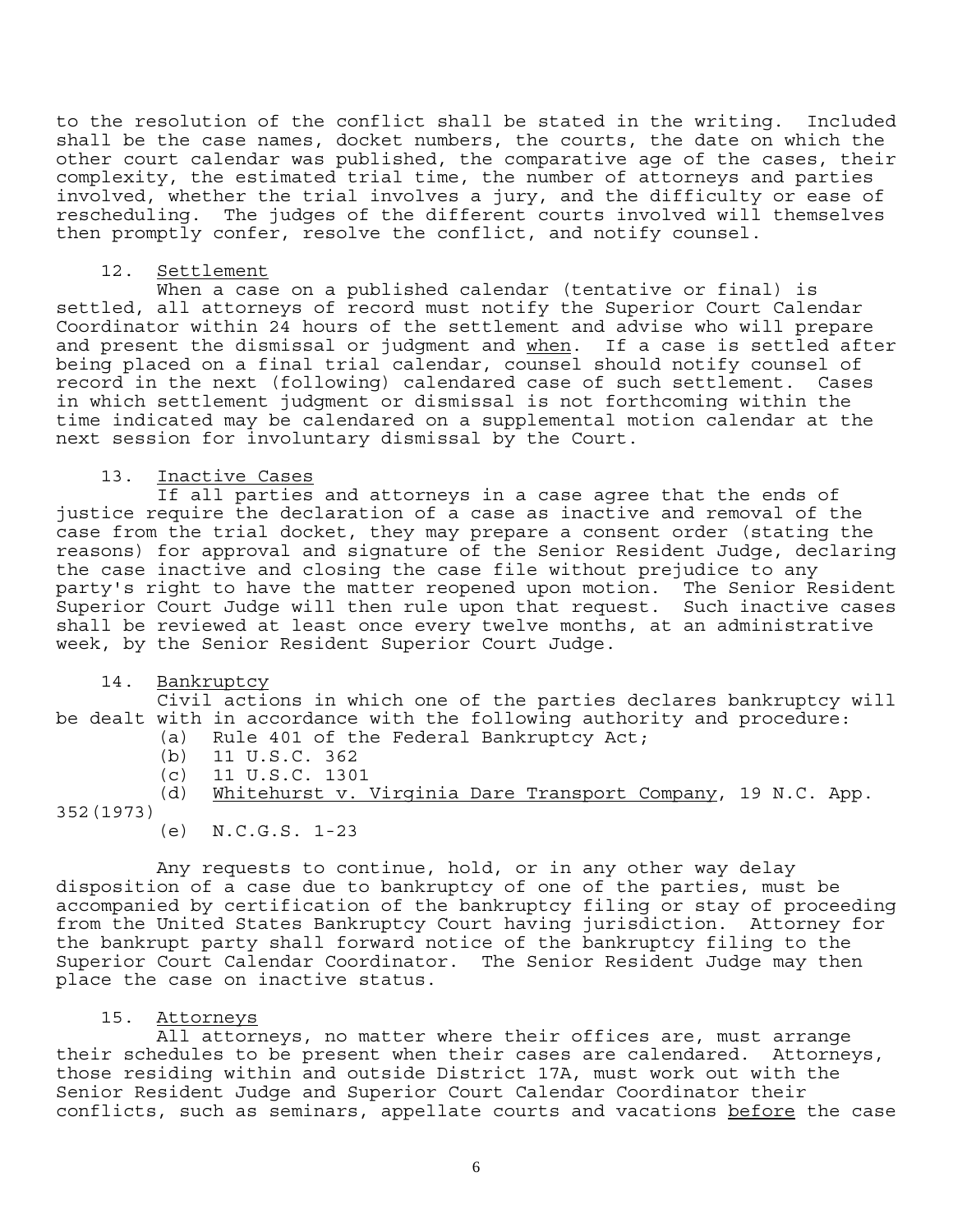to the resolution of the conflict shall be stated in the writing. Included shall be the case names, docket numbers, the courts, the date on which the other court calendar was published, the comparative age of the cases, their complexity, the estimated trial time, the number of attorneys and parties involved, whether the trial involves a jury, and the difficulty or ease of rescheduling. The judges of the different courts involved will themselves then promptly confer, resolve the conflict, and notify counsel.

12. Settlement

When a case on a published calendar (tentative or final) is settled, all attorneys of record must notify the Superior Court Calendar Coordinator within 24 hours of the settlement and advise who will prepare and present the dismissal or judgment and when. If a case is settled after being placed on a final trial calendar, counsel should notify counsel of record in the next (following) calendared case of such settlement. Cases in which settlement judgment or dismissal is not forthcoming within the time indicated may be calendared on a supplemental motion calendar at the next session for involuntary dismissal by the Court.

13. Inactive Cases

If all parties and attorneys in a case agree that the ends of justice require the declaration of a case as inactive and removal of the case from the trial docket, they may prepare a consent order (stating the reasons) for approval and signature of the Senior Resident Judge, declaring the case inactive and closing the case file without prejudice to any party's right to have the matter reopened upon motion. The Senior Resident Superior Court Judge will then rule upon that request. Such inactive cases shall be reviewed at least once every twelve months, at an administrative week, by the Senior Resident Superior Court Judge.

14. Bankruptcy

Civil actions in which one of the parties declares bankruptcy will be dealt with in accordance with the following authority and procedure:

(a) Rule 401 of the Federal Bankruptcy Act;
(b) 11 U.S.C. 362
(c) 11 U.S.C. 1301
(d) Whitehurst v. Virginia Dare Transport Company, 19 N.C. App. 352(1973)
(e) N.C.G.S. 1-23

Any requests to continue, hold, or in any other way delay disposition of a case due to bankruptcy of one of the parties, must be accompanied by certification of the bankruptcy filing or stay of proceeding from the United States Bankruptcy Court having jurisdiction. Attorney for the bankrupt party shall forward notice of the bankruptcy filing to the Superior Court Calendar Coordinator. The Senior Resident Judge may then place the case on inactive status.

15. Attorneys

All attorneys, no matter where their offices are, must arrange their schedules to be present when their cases are calendared. Attorneys, those residing within and outside District 17A, must work out with the Senior Resident Judge and Superior Court Calendar Coordinator their conflicts, such as seminars, appellate courts and vacations before the case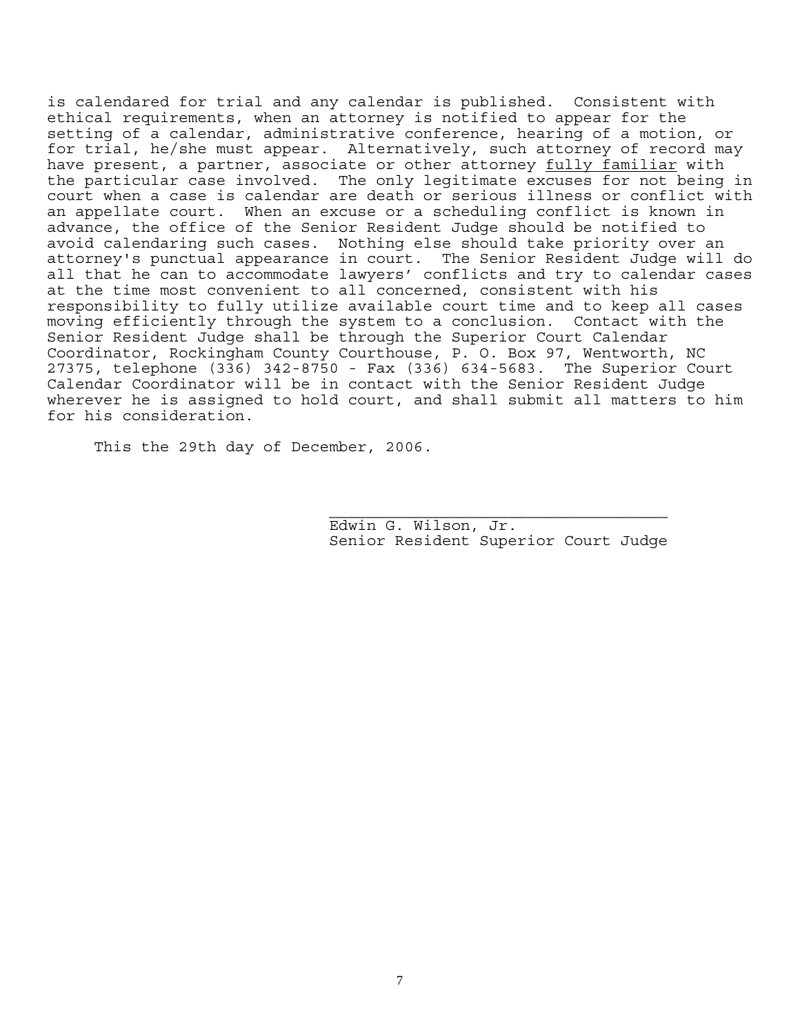is calendared for trial and any calendar is published. Consistent with ethical requirements, when an attorney is notified to appear for the setting of a calendar, administrative conference, hearing of a motion, or for trial, he/she must appear. Alternatively, such attorney of record may have present, a partner, associate or other attorney <u>fully familiar</u> with the particular case involved. The only legitimate excuses for not being in court when a case is calendar are death or serious illness or conflict with an appellate court. When an excuse or a scheduling conflict is known in advance, the office of the Senior Resident Judge should be notified to avoid calendaring such cases. Nothing else should take priority over an attorney's punctual appearance in court. The Senior Resident Judge will do all that he can to accommodate lawyers' conflicts and try to calendar cases at the time most convenient to all concerned, consistent with his responsibility to fully utilize available court time and to keep all cases moving efficiently through the system to a conclusion. Contact with the Senior Resident Judge shall be through the Superior Court Calendar Coordinator, Rockingham County Courthouse, P. O. Box 97, Wentworth, NC 27375, telephone (336) 342-8750 - Fax (336) 634-5683. The Superior Court Calendar Coordinator will be in contact with the Senior Resident Judge wherever he is assigned to hold court, and shall submit all matters to him for his consideration.

This the 29th day of December, 2006.

\_\_\_\_\_\_\_\_\_\_\_\_\_\_\_\_\_\_\_\_\_\_\_\_\_\_\_\_\_\_\_\_\_\_\_\_
Edwin G. Wilson, Jr.
Senior Resident Superior Court Judge